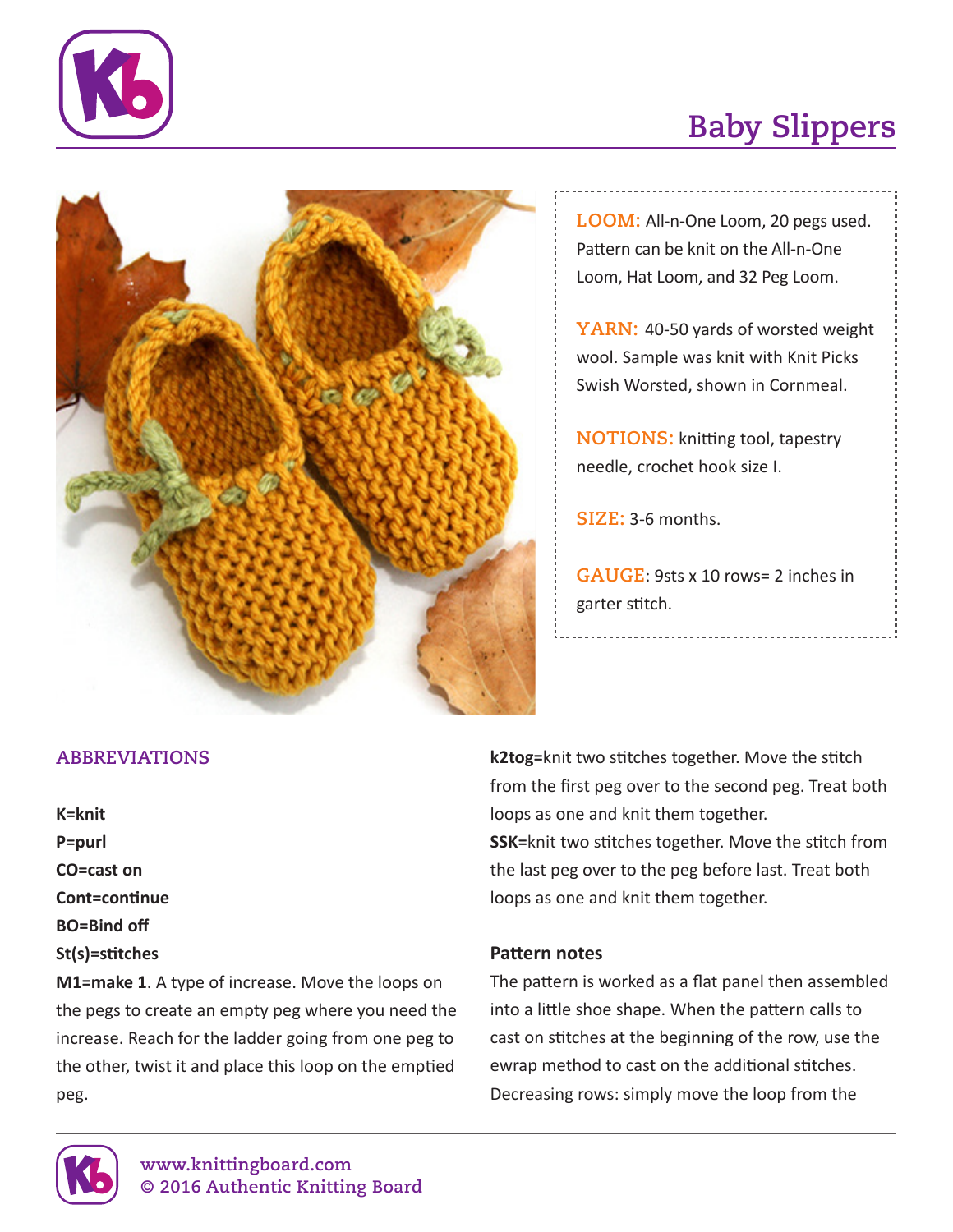# Baby Slippers

**LOOM:** All-n-One Loom, 20 pegs used. Pattern can be knit on the All-n-One Loom, Hat Loom, and 32 Peg Loom.

**YARN:** 40-50 yards of worsted weight wool. Sample was knit with Knit Picks Swish Worsted, shown in Cornmeal.

**NOTIONS:** knitting tool, tapestry needle, crochet hook size I.

**SIZE:** 3-6 months.

**GAUGE:** 9sts x 10 rows= 2 inches in garter stitch.

## ABBREVIATIONS

**K=knit**
**P=purl**
**CO=cast on**
**Cont=continue**
**BO=Bind off**
**St(s)=stitches**
**M1=make 1**. A type of increase. Move the loops on the pegs to create an empty peg where you need the increase. Reach for the ladder going from one peg to the other, twist it and place this loop on the emptied peg.

**k2tog=**knit two stitches together. Move the stitch from the first peg over to the second peg. Treat both loops as one and knit them together.
**SSK=**knit two stitches together. Move the stitch from the last peg over to the peg before last. Treat both loops as one and knit them together.

### Pattern notes

The pattern is worked as a flat panel then assembled into a little shoe shape. When the pattern calls to cast on stitches at the beginning of the row, use the ewrap method to cast on the additional stitches. Decreasing rows: simply move the loop from the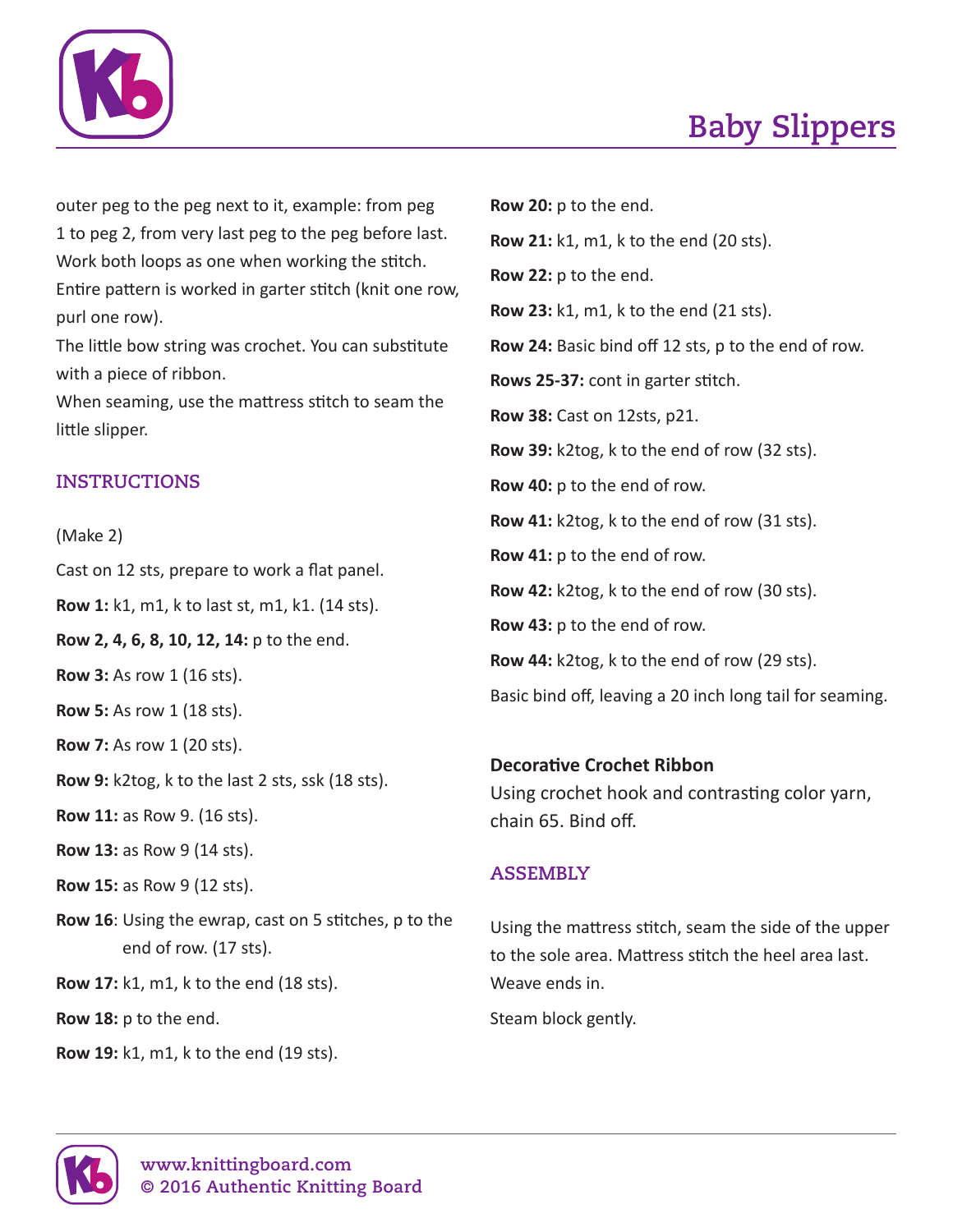outer peg to the peg next to it, example: from peg 1 to peg 2, from very last peg to the peg before last. Work both loops as one when working the stitch.
Entire pattern is worked in garter stitch (knit one row, purl one row).
The little bow string was crochet. You can substitute with a piece of ribbon.
When seaming, use the mattress stitch to seam the little slipper.

## INSTRUCTIONS

(Make 2)

Cast on 12 sts, prepare to work a flat panel.

**Row 1:** k1, m1, k to last st, m1, k1. (14 sts).

**Row 2, 4, 6, 8, 10, 12, 14:** p to the end.

**Row 3:** As row 1 (16 sts).

**Row 5:** As row 1 (18 sts).

**Row 7:** As row 1 (20 sts).

**Row 9:** k2tog, k to the last 2 sts, ssk (18 sts).

**Row 11:** as Row 9. (16 sts).

**Row 13:** as Row 9 (14 sts).

**Row 15:** as Row 9 (12 sts).

**Row 16**: Using the ewrap, cast on 5 stitches, p to the end of row. (17 sts).

**Row 17:** k1, m1, k to the end (18 sts).

**Row 18:** p to the end.

**Row 19:** k1, m1, k to the end (19 sts).

**Row 20:** p to the end.

**Row 21:** k1, m1, k to the end (20 sts).

**Row 22:** p to the end.

**Row 23:** k1, m1, k to the end (21 sts).

**Row 24:** Basic bind off 12 sts, p to the end of row.

**Rows 25-37:** cont in garter stitch.

**Row 38:** Cast on 12sts, p21.

**Row 39:** k2tog, k to the end of row (32 sts).

**Row 40:** p to the end of row.

**Row 41:** k2tog, k to the end of row (31 sts).

**Row 41:** p to the end of row.

**Row 42:** k2tog, k to the end of row (30 sts).

**Row 43:** p to the end of row.

**Row 44:** k2tog, k to the end of row (29 sts).

Basic bind off, leaving a 20 inch long tail for seaming.

**Decorative Crochet Ribbon**

Using crochet hook and contrasting color yarn, chain 65. Bind off.

## ASSEMBLY

Using the mattress stitch, seam the side of the upper to the sole area. Mattress stitch the heel area last. Weave ends in.

Steam block gently.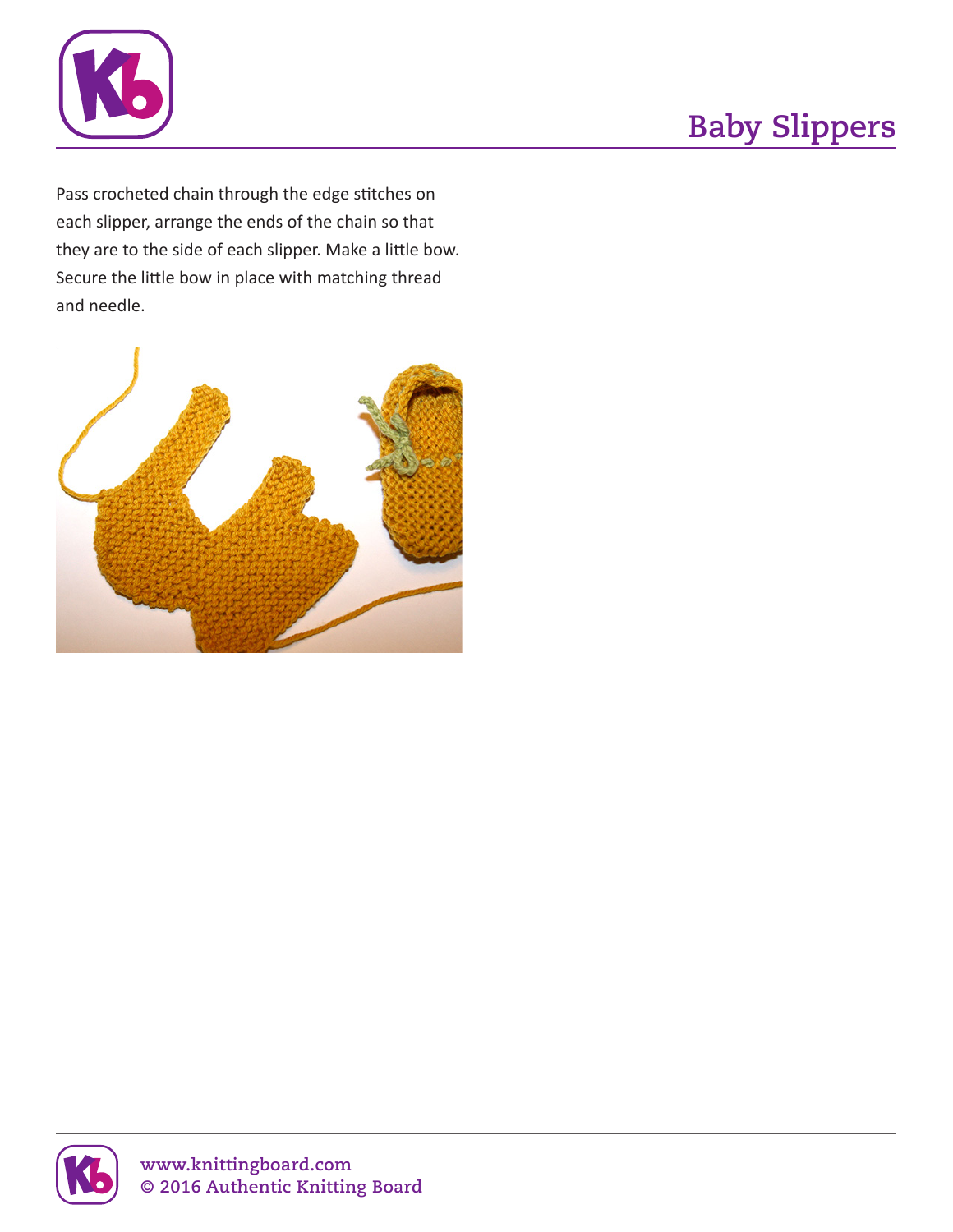Pass crocheted chain through the edge stitches on each slipper, arrange the ends of the chain so that they are to the side of each slipper. Make a little bow. Secure the little bow in place with matching thread and needle.